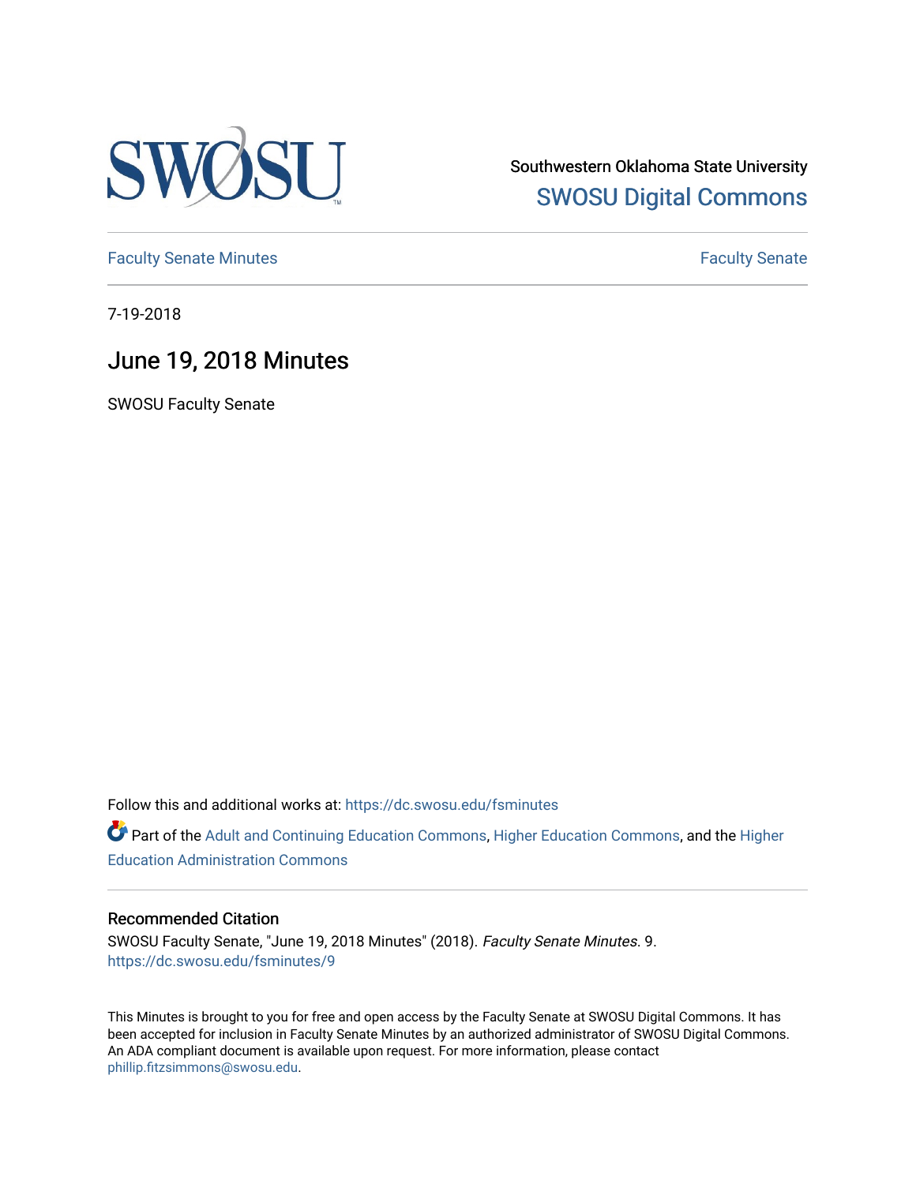Southwestern Oklahoma State University

SWOSU Digital Commons

Faculty Senate Minutes | Faculty Senate

7-19-2018

# June 19, 2018 Minutes

SWOSU Faculty Senate

Follow this and additional works at: https://dc.swosu.edu/fsminutes

Part of the Adult and Continuing Education Commons, Higher Education Commons, and the Higher Education Administration Commons

## Recommended Citation

SWOSU Faculty Senate, "June 19, 2018 Minutes" (2018). *Faculty Senate Minutes*. 9.
https://dc.swosu.edu/fsminutes/9

This Minutes is brought to you for free and open access by the Faculty Senate at SWOSU Digital Commons. It has been accepted for inclusion in Faculty Senate Minutes by an authorized administrator of SWOSU Digital Commons. An ADA compliant document is available upon request. For more information, please contact phillip.fitzsimmons@swosu.edu.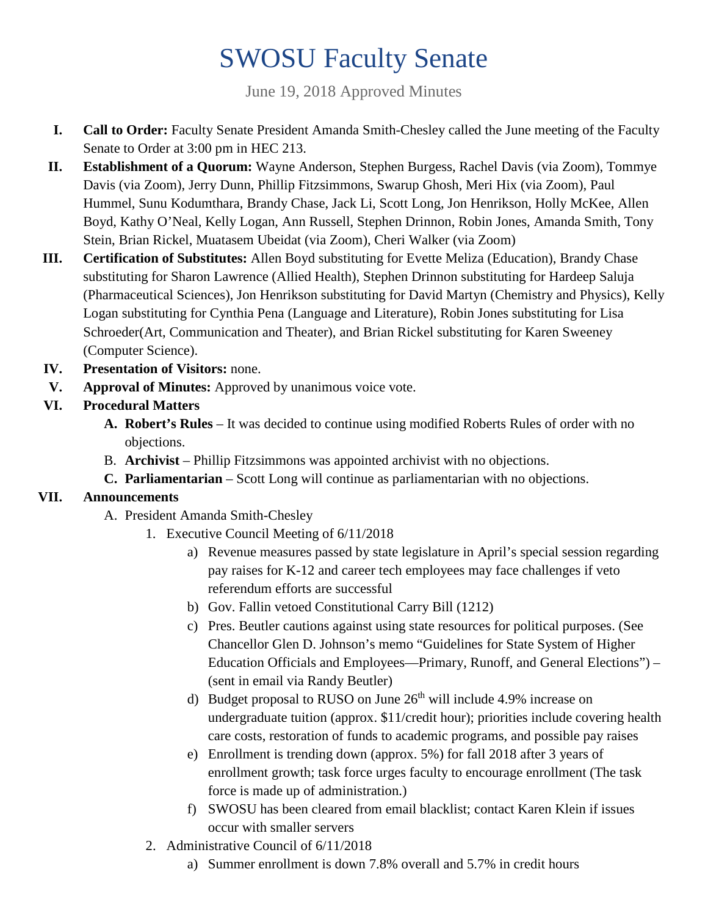# SWOSU Faculty Senate

June 19, 2018 Approved Minutes

I. **Call to Order:** Faculty Senate President Amanda Smith-Chesley called the June meeting of the Faculty Senate to Order at 3:00 pm in HEC 213.

II. **Establishment of a Quorum:** Wayne Anderson, Stephen Burgess, Rachel Davis (via Zoom), Tommye Davis (via Zoom), Jerry Dunn, Phillip Fitzsimmons, Swarup Ghosh, Meri Hix (via Zoom), Paul Hummel, Sunu Kodumthara, Brandy Chase, Jack Li, Scott Long, Jon Henrikson, Holly McKee, Allen Boyd, Kathy O'Neal, Kelly Logan, Ann Russell, Stephen Drinnon, Robin Jones, Amanda Smith, Tony Stein, Brian Rickel, Muatasem Ubeidat (via Zoom), Cheri Walker (via Zoom)

III. **Certification of Substitutes:** Allen Boyd substituting for Evette Meliza (Education), Brandy Chase substituting for Sharon Lawrence (Allied Health), Stephen Drinnon substituting for Hardeep Saluja (Pharmaceutical Sciences), Jon Henrikson substituting for David Martyn (Chemistry and Physics), Kelly Logan substituting for Cynthia Pena (Language and Literature), Robin Jones substituting for Lisa Schroeder(Art, Communication and Theater), and Brian Rickel substituting for Karen Sweeney (Computer Science).

IV. **Presentation of Visitors:** none.

V. **Approval of Minutes:** Approved by unanimous voice vote.

VI. **Procedural Matters**

   A. **Robert's Rules** – It was decided to continue using modified Roberts Rules of order with no objections.

   B. **Archivist** – Phillip Fitzsimmons was appointed archivist with no objections.

   C. **Parliamentarian** – Scott Long will continue as parliamentarian with no objections.

VII. **Announcements**

   A. President Amanda Smith-Chesley

      1. Executive Council Meeting of 6/11/2018

         a) Revenue measures passed by state legislature in April's special session regarding pay raises for K-12 and career tech employees may face challenges if veto referendum efforts are successful

         b) Gov. Fallin vetoed Constitutional Carry Bill (1212)

         c) Pres. Beutler cautions against using state resources for political purposes. (See Chancellor Glen D. Johnson's memo "Guidelines for State System of Higher Education Officials and Employees—Primary, Runoff, and General Elections") – (sent in email via Randy Beutler)

         d) Budget proposal to RUSO on June 26th will include 4.9% increase on undergraduate tuition (approx. $11/credit hour); priorities include covering health care costs, restoration of funds to academic programs, and possible pay raises

         e) Enrollment is trending down (approx. 5%) for fall 2018 after 3 years of enrollment growth; task force urges faculty to encourage enrollment (The task force is made up of administration.)

         f) SWOSU has been cleared from email blacklist; contact Karen Klein if issues occur with smaller servers

      2. Administrative Council of 6/11/2018

         a) Summer enrollment is down 7.8% overall and 5.7% in credit hours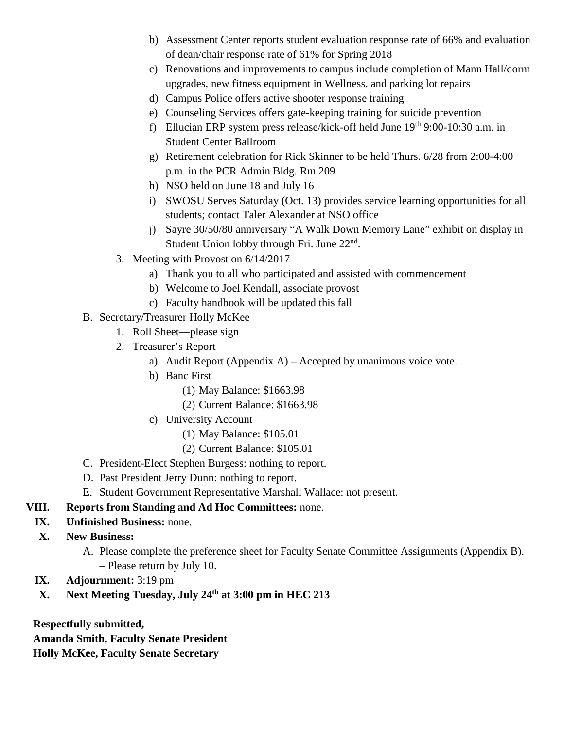b) Assessment Center reports student evaluation response rate of 66% and evaluation of dean/chair response rate of 61% for Spring 2018
   c) Renovations and improvements to campus include completion of Mann Hall/dorm upgrades, new fitness equipment in Wellness, and parking lot repairs
   d) Campus Police offers active shooter response training
   e) Counseling Services offers gate-keeping training for suicide prevention
   f) Ellucian ERP system press release/kick-off held June 19th 9:00-10:30 a.m. in Student Center Ballroom
   g) Retirement celebration for Rick Skinner to be held Thurs. 6/28 from 2:00-4:00 p.m. in the PCR Admin Bldg. Rm 209
   h) NSO held on June 18 and July 16
   i) SWOSU Serves Saturday (Oct. 13) provides service learning opportunities for all students; contact Taler Alexander at NSO office
   j) Sayre 30/50/80 anniversary "A Walk Down Memory Lane" exhibit on display in Student Union lobby through Fri. June 22nd.

3. Meeting with Provost on 6/14/2017
   a) Thank you to all who participated and assisted with commencement
   b) Welcome to Joel Kendall, associate provost
   c) Faculty handbook will be updated this fall

B. Secretary/Treasurer Holly McKee
   1. Roll Sheet—please sign
   2. Treasurer's Report
      a) Audit Report (Appendix A) – Accepted by unanimous voice vote.
      b) Banc First
         (1) May Balance: $1663.98
         (2) Current Balance: $1663.98
      c) University Account
         (1) May Balance: $105.01
         (2) Current Balance: $105.01

C. President-Elect Stephen Burgess: nothing to report.

D. Past President Jerry Dunn: nothing to report.

E. Student Government Representative Marshall Wallace: not present.

**VIII. Reports from Standing and Ad Hoc Committees:** none.

**IX. Unfinished Business:** none.

**X. New Business:**

A. Please complete the preference sheet for Faculty Senate Committee Assignments (Appendix B). – Please return by July 10.

**IX. Adjournment:** 3:19 pm

**X. Next Meeting Tuesday, July 24th at 3:00 pm in HEC 213**

**Respectfully submitted,**
**Amanda Smith, Faculty Senate President**
**Holly McKee, Faculty Senate Secretary**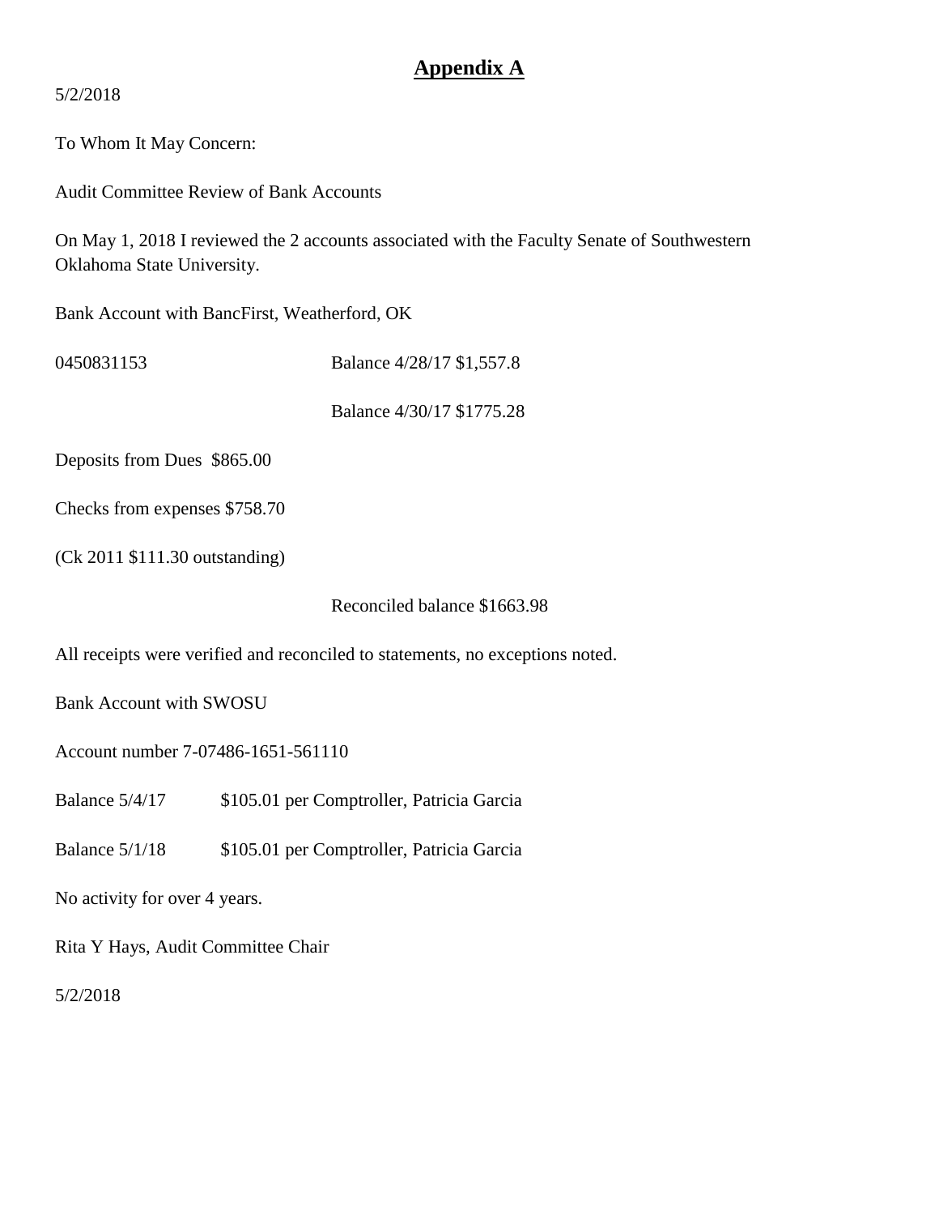# Appendix A

5/2/2018

To Whom It May Concern:

Audit Committee Review of Bank Accounts

On May 1, 2018 I reviewed the 2 accounts associated with the Faculty Senate of Southwestern Oklahoma State University.

Bank Account with BancFirst, Weatherford, OK

0450831153 Balance 4/28/17 $1,557.8

Balance 4/30/17 $1775.28

Deposits from Dues $865.00

Checks from expenses $758.70

(Ck 2011 $111.30 outstanding)

Reconciled balance $1663.98

All receipts were verified and reconciled to statements, no exceptions noted.

Bank Account with SWOSU

Account number 7-07486-1651-561110

Balance 5/4/17 $105.01 per Comptroller, Patricia Garcia

Balance 5/1/18 $105.01 per Comptroller, Patricia Garcia

No activity for over 4 years.

Rita Y Hays, Audit Committee Chair

5/2/2018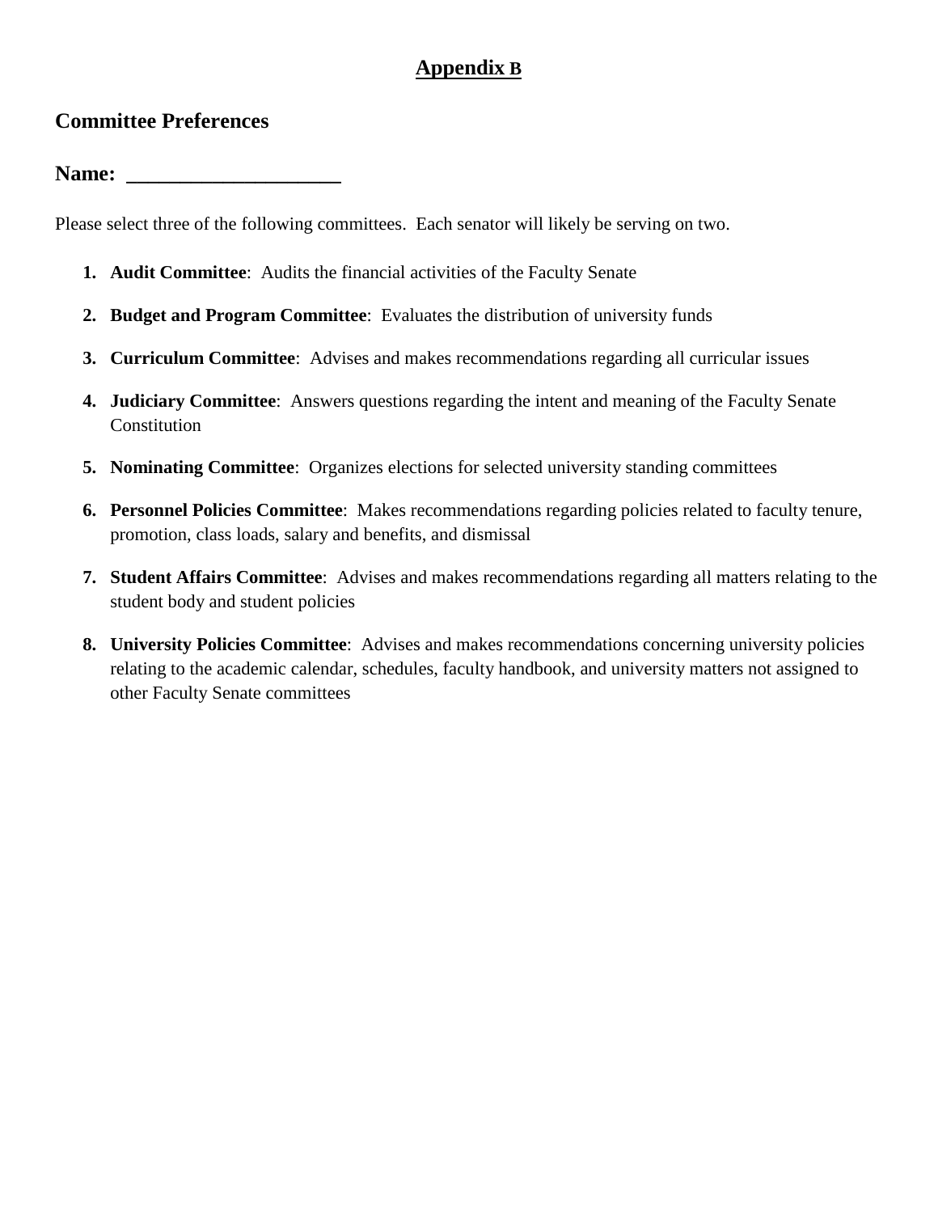# Appendix B

## Committee Preferences

## Name: ____________________

Please select three of the following committees. Each senator will likely be serving on two.

1. **Audit Committee**: Audits the financial activities of the Faculty Senate
2. **Budget and Program Committee**: Evaluates the distribution of university funds
3. **Curriculum Committee**: Advises and makes recommendations regarding all curricular issues
4. **Judiciary Committee**: Answers questions regarding the intent and meaning of the Faculty Senate Constitution
5. **Nominating Committee**: Organizes elections for selected university standing committees
6. **Personnel Policies Committee**: Makes recommendations regarding policies related to faculty tenure, promotion, class loads, salary and benefits, and dismissal
7. **Student Affairs Committee**: Advises and makes recommendations regarding all matters relating to the student body and student policies
8. **University Policies Committee**: Advises and makes recommendations concerning university policies relating to the academic calendar, schedules, faculty handbook, and university matters not assigned to other Faculty Senate committees